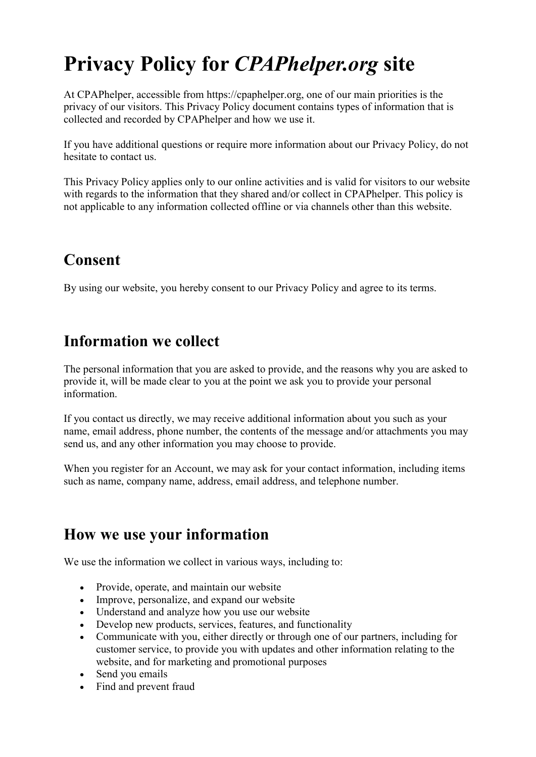# Privacy Policy for *CPAPhelper.org* site

At CPAPhelper, accessible from https://cpaphelper.org, one of our main priorities is the privacy of our visitors. This Privacy Policy document contains types of information that is collected and recorded by CPAPhelper and how we use it.

If you have additional questions or require more information about our Privacy Policy, do not hesitate to contact us.

This Privacy Policy applies only to our online activities and is valid for visitors to our website with regards to the information that they shared and/or collect in CPAPhelper. This policy is not applicable to any information collected offline or via channels other than this website.

## Consent

By using our website, you hereby consent to our Privacy Policy and agree to its terms.

## Information we collect

The personal information that you are asked to provide, and the reasons why you are asked to provide it, will be made clear to you at the point we ask you to provide your personal information.

If you contact us directly, we may receive additional information about you such as your name, email address, phone number, the contents of the message and/or attachments you may send us, and any other information you may choose to provide.

When you register for an Account, we may ask for your contact information, including items such as name, company name, address, email address, and telephone number.

## How we use your information

We use the information we collect in various ways, including to:

- Provide, operate, and maintain our website
- Improve, personalize, and expand our website
- Understand and analyze how you use our website
- Develop new products, services, features, and functionality
- Communicate with you, either directly or through one of our partners, including for customer service, to provide you with updates and other information relating to the website, and for marketing and promotional purposes
- Send you emails
- Find and prevent fraud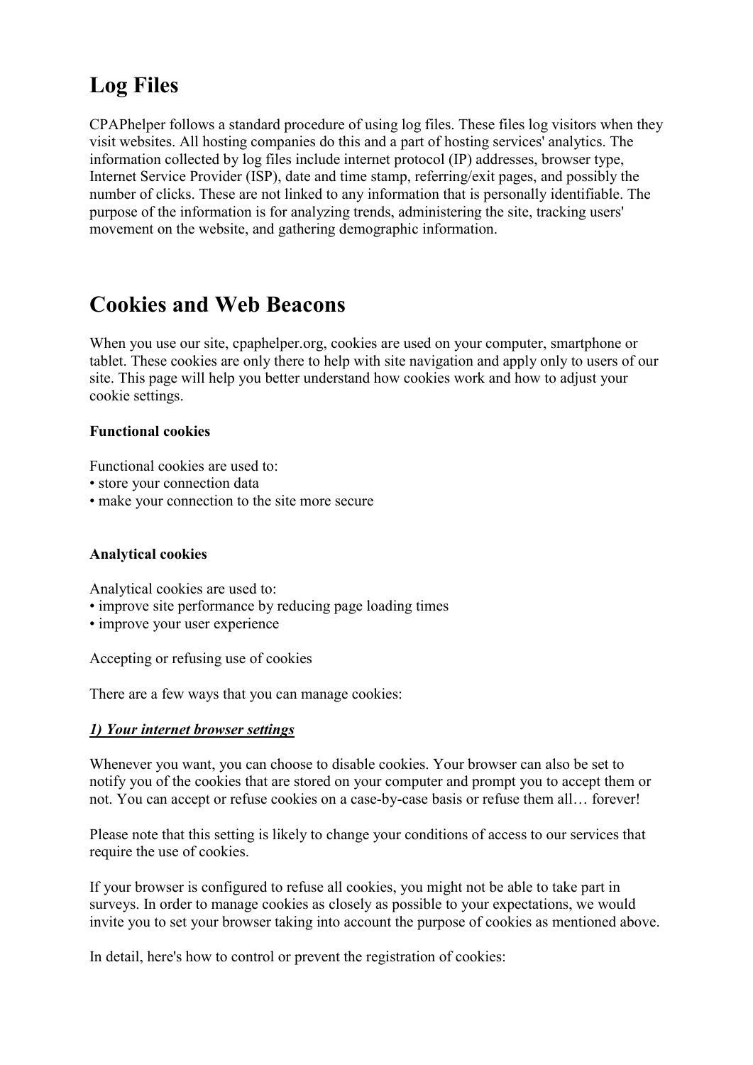# Log Files

CPAPhelper follows a standard procedure of using log files. These files log visitors when they visit websites. All hosting companies do this and a part of hosting services' analytics. The information collected by log files include internet protocol (IP) addresses, browser type, Internet Service Provider (ISP), date and time stamp, referring/exit pages, and possibly the number of clicks. These are not linked to any information that is personally identifiable. The purpose of the information is for analyzing trends, administering the site, tracking users' movement on the website, and gathering demographic information.

# Cookies and Web Beacons

When you use our site, cpaphelper.org, cookies are used on your computer, smartphone or tablet. These cookies are only there to help with site navigation and apply only to users of our site. This page will help you better understand how cookies work and how to adjust your cookie settings.

**Functional cookies**

Functional cookies are used to:
- store your connection data
- make your connection to the site more secure

**Analytical cookies**

Analytical cookies are used to:
- improve site performance by reducing page loading times
- improve your user experience

Accepting or refusing use of cookies

There are a few ways that you can manage cookies:

***<u>1) Your internet browser settings</u>***

Whenever you want, you can choose to disable cookies. Your browser can also be set to notify you of the cookies that are stored on your computer and prompt you to accept them or not. You can accept or refuse cookies on a case-by-case basis or refuse them all… forever!

Please note that this setting is likely to change your conditions of access to our services that require the use of cookies.

If your browser is configured to refuse all cookies, you might not be able to take part in surveys. In order to manage cookies as closely as possible to your expectations, we would invite you to set your browser taking into account the purpose of cookies as mentioned above.

In detail, here's how to control or prevent the registration of cookies: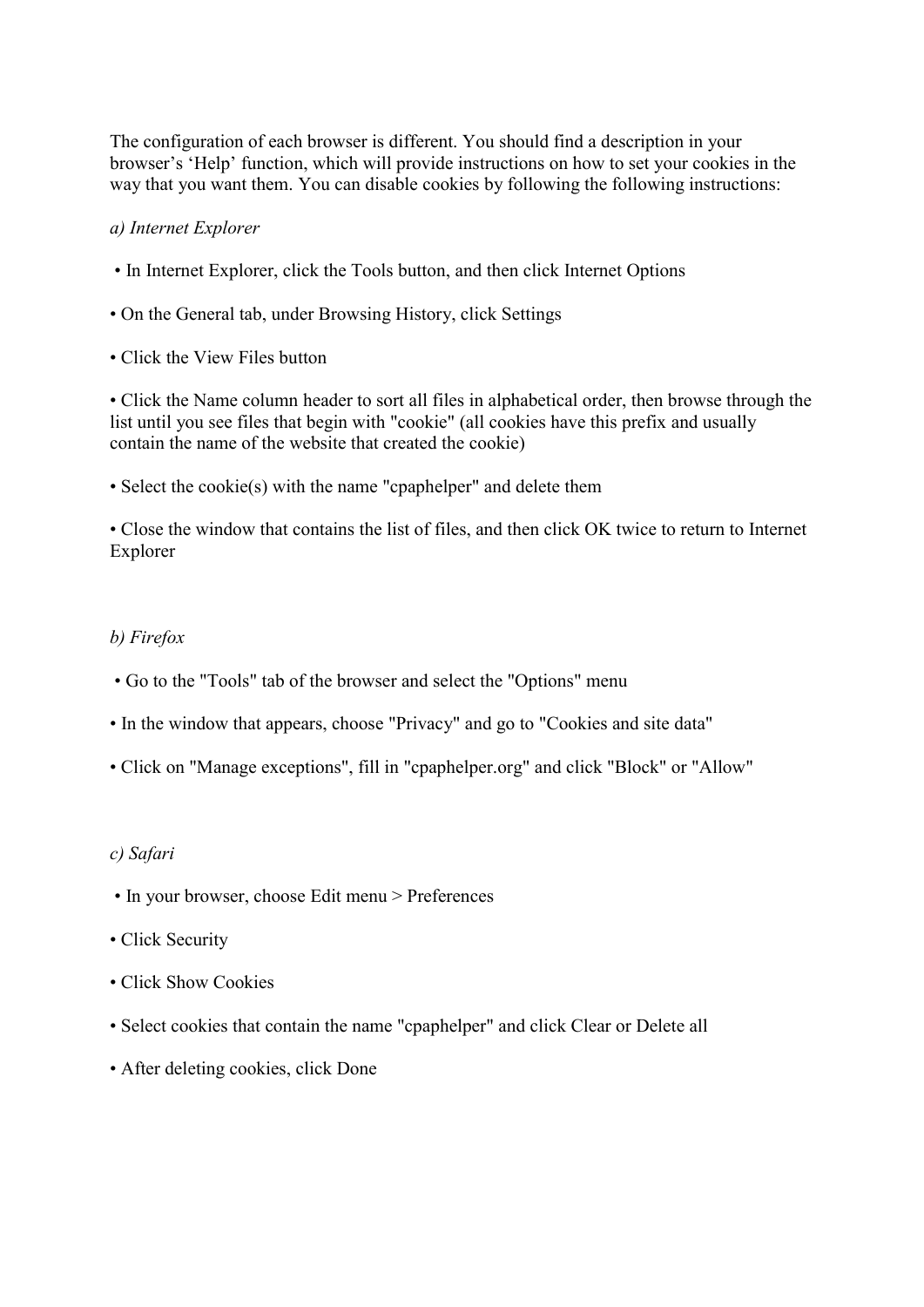The configuration of each browser is different. You should find a description in your browser's 'Help' function, which will provide instructions on how to set your cookies in the way that you want them. You can disable cookies by following the following instructions:

*a) Internet Explorer*

- In Internet Explorer, click the Tools button, and then click Internet Options
- On the General tab, under Browsing History, click Settings
- Click the View Files button
- Click the Name column header to sort all files in alphabetical order, then browse through the list until you see files that begin with "cookie" (all cookies have this prefix and usually contain the name of the website that created the cookie)
- Select the cookie(s) with the name "cpaphelper" and delete them
- Close the window that contains the list of files, and then click OK twice to return to Internet Explorer

*b) Firefox*

- Go to the "Tools" tab of the browser and select the "Options" menu
- In the window that appears, choose "Privacy" and go to "Cookies and site data"
- Click on "Manage exceptions", fill in "cpaphelper.org" and click "Block" or "Allow"

*c) Safari*

- In your browser, choose Edit menu > Preferences
- Click Security
- Click Show Cookies
- Select cookies that contain the name "cpaphelper" and click Clear or Delete all
- After deleting cookies, click Done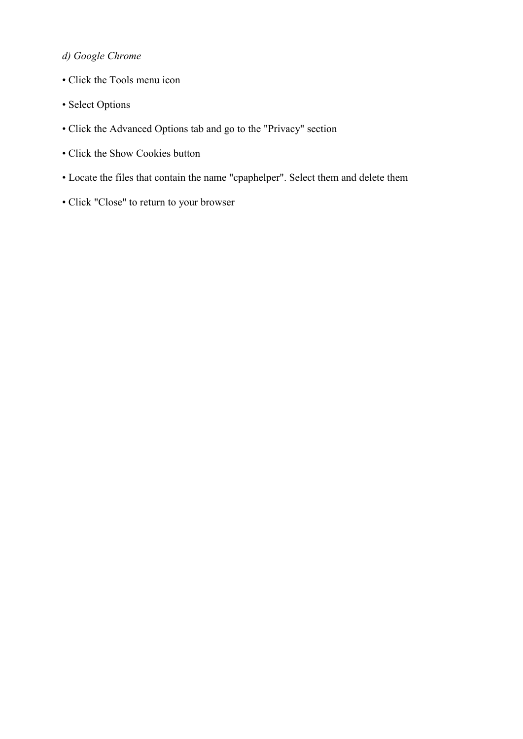*d) Google Chrome*

- Click the Tools menu icon
- Select Options
- Click the Advanced Options tab and go to the "Privacy" section
- Click the Show Cookies button
- Locate the files that contain the name "cpaphelper". Select them and delete them
- Click "Close" to return to your browser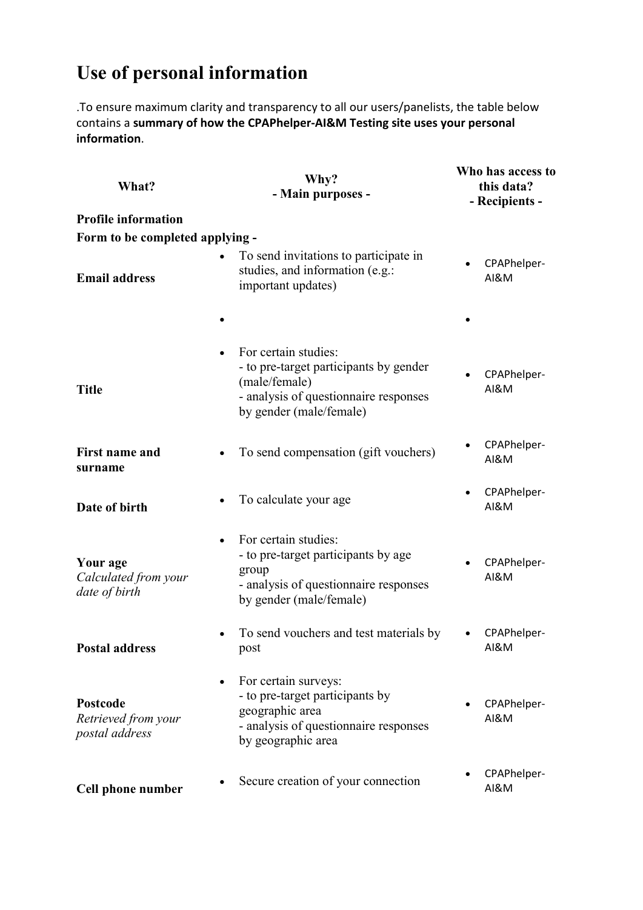# Use of personal information

.To ensure maximum clarity and transparency to all our users/panelists, the table below contains a **summary of how the CPAPhelper-AI&M Testing site uses your personal information**.

| What? | Why?<br>- Main purposes - | Who has access to this data?<br>- Recipients - |
|---|---|---|
| **Profile information** | | |
| **Form to be completed applying -** | | |
| **Email address** | • To send invitations to participate in studies, and information (e.g.: important updates) | • CPAPhelper-AI&M |
| | • | • |
| **Title** | • For certain studies:<br>- to pre-target participants by gender (male/female)<br>- analysis of questionnaire responses by gender (male/female) | • CPAPhelper-AI&M |
| **First name and surname** | • To send compensation (gift vouchers) | • CPAPhelper-AI&M |
| **Date of birth** | • To calculate your age | • CPAPhelper-AI&M |
| **Your age**<br>*Calculated from your date of birth* | • For certain studies:<br>- to pre-target participants by age group<br>- analysis of questionnaire responses by gender (male/female) | • CPAPhelper-AI&M |
| **Postal address** | • To send vouchers and test materials by post | • CPAPhelper-AI&M |
| **Postcode**<br>*Retrieved from your postal address* | • For certain surveys:<br>- to pre-target participants by geographic area<br>- analysis of questionnaire responses by geographic area | • CPAPhelper-AI&M |
| **Cell phone number** | • Secure creation of your connection | • CPAPhelper-AI&M |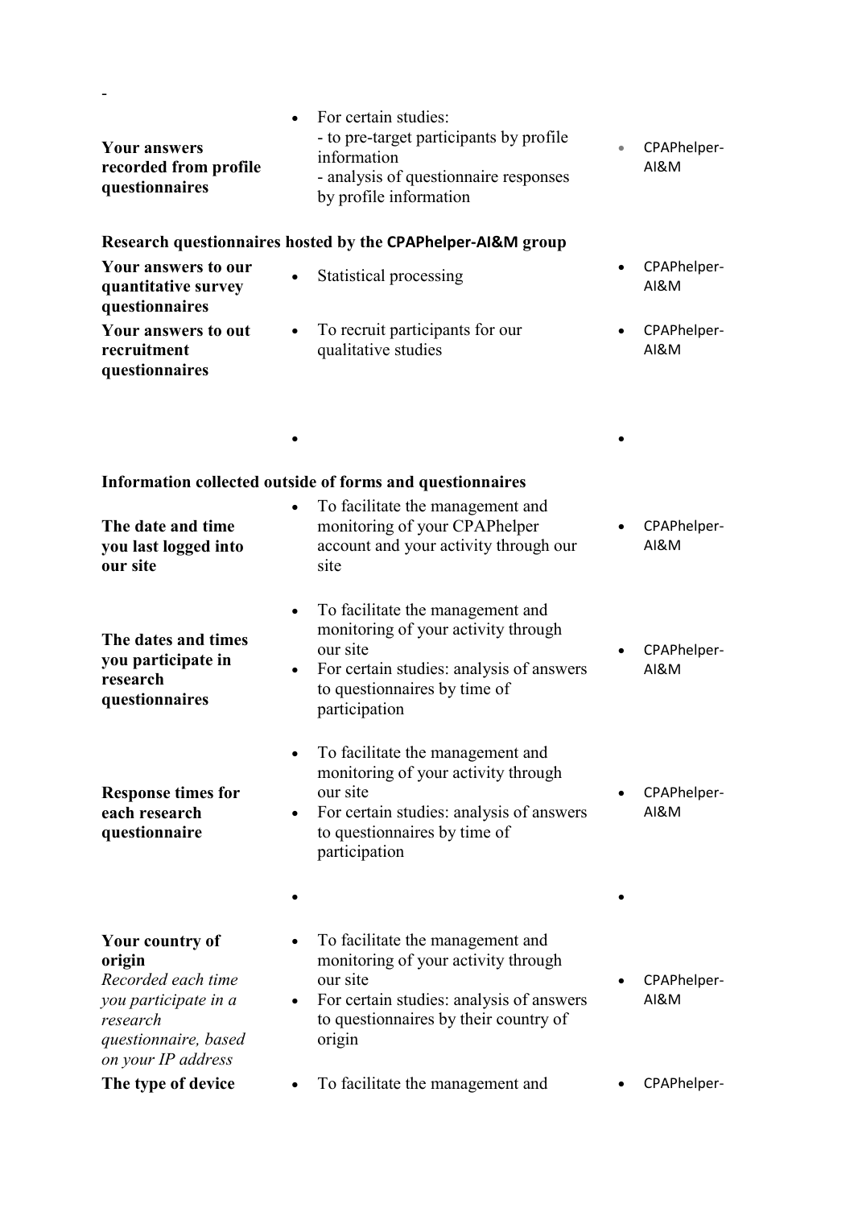-

| | | |
|---|---|---|
| **Your answers recorded from profile questionnaires** | For certain studies:<br>- to pre-target participants by profile information<br>- analysis of questionnaire responses by profile information | CPAPhelper-AI&M |

**Research questionnaires hosted by the CPAPhelper-AI&M group**

| | | |
|---|---|---|
| **Your answers to our quantitative survey questionnaires** | Statistical processing | CPAPhelper-AI&M |
| **Your answers to out recruitment questionnaires** | To recruit participants for our qualitative studies | CPAPhelper-AI&M |
| | | |

**Information collected outside of forms and questionnaires**

| | | |
|---|---|---|
| **The date and time you last logged into our site** | To facilitate the management and monitoring of your CPAPhelper account and your activity through our site | CPAPhelper-AI&M |
| **The dates and times you participate in research questionnaires** | • To facilitate the management and monitoring of your activity through our site<br>• For certain studies: analysis of answers to questionnaires by time of participation | CPAPhelper-AI&M |
| **Response times for each research questionnaire** | • To facilitate the management and monitoring of your activity through our site<br>• For certain studies: analysis of answers to questionnaires by time of participation | CPAPhelper-AI&M |
| | | |
| **Your country of origin**<br>*Recorded each time you participate in a research questionnaire, based on your IP address* | • To facilitate the management and monitoring of your activity through our site<br>• For certain studies: analysis of answers to questionnaires by their country of origin | CPAPhelper-AI&M |
| **The type of device** | To facilitate the management and | CPAPhelper- |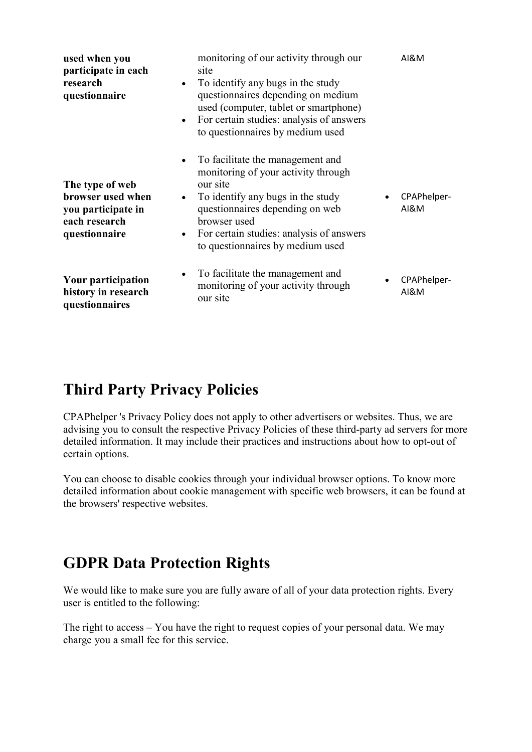| | | |
|---|---|---|
| **used when you participate in each research questionnaire** | monitoring of our activity through our site<br>• To identify any bugs in the study questionnaires depending on medium used (computer, tablet or smartphone)<br>• For certain studies: analysis of answers to questionnaires by medium used | AI&M |
| **The type of web browser used when you participate in each research questionnaire** | • To facilitate the management and monitoring of your activity through our site<br>• To identify any bugs in the study questionnaires depending on web browser used<br>• For certain studies: analysis of answers to questionnaires by medium used | • CPAPhelper-AI&M |
| **Your participation history in research questionnaires** | • To facilitate the management and monitoring of your activity through our site | • CPAPhelper-AI&M |

# Third Party Privacy Policies

CPAPhelper 's Privacy Policy does not apply to other advertisers or websites. Thus, we are advising you to consult the respective Privacy Policies of these third-party ad servers for more detailed information. It may include their practices and instructions about how to opt-out of certain options.

You can choose to disable cookies through your individual browser options. To know more detailed information about cookie management with specific web browsers, it can be found at the browsers' respective websites.

# GDPR Data Protection Rights

We would like to make sure you are fully aware of all of your data protection rights. Every user is entitled to the following:

The right to access – You have the right to request copies of your personal data. We may charge you a small fee for this service.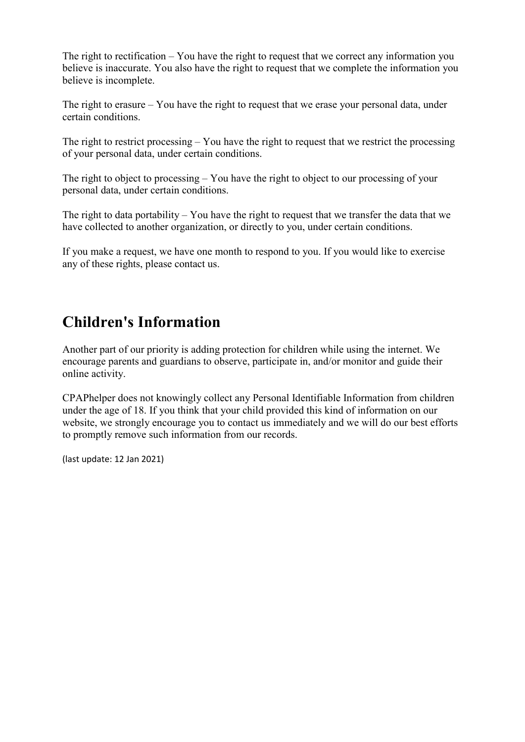The right to rectification – You have the right to request that we correct any information you believe is inaccurate. You also have the right to request that we complete the information you believe is incomplete.

The right to erasure – You have the right to request that we erase your personal data, under certain conditions.

The right to restrict processing – You have the right to request that we restrict the processing of your personal data, under certain conditions.

The right to object to processing – You have the right to object to our processing of your personal data, under certain conditions.

The right to data portability – You have the right to request that we transfer the data that we have collected to another organization, or directly to you, under certain conditions.

If you make a request, we have one month to respond to you. If you would like to exercise any of these rights, please contact us.

## Children's Information

Another part of our priority is adding protection for children while using the internet. We encourage parents and guardians to observe, participate in, and/or monitor and guide their online activity.

CPAPhelper does not knowingly collect any Personal Identifiable Information from children under the age of 18. If you think that your child provided this kind of information on our website, we strongly encourage you to contact us immediately and we will do our best efforts to promptly remove such information from our records.

(last update: 12 Jan 2021)